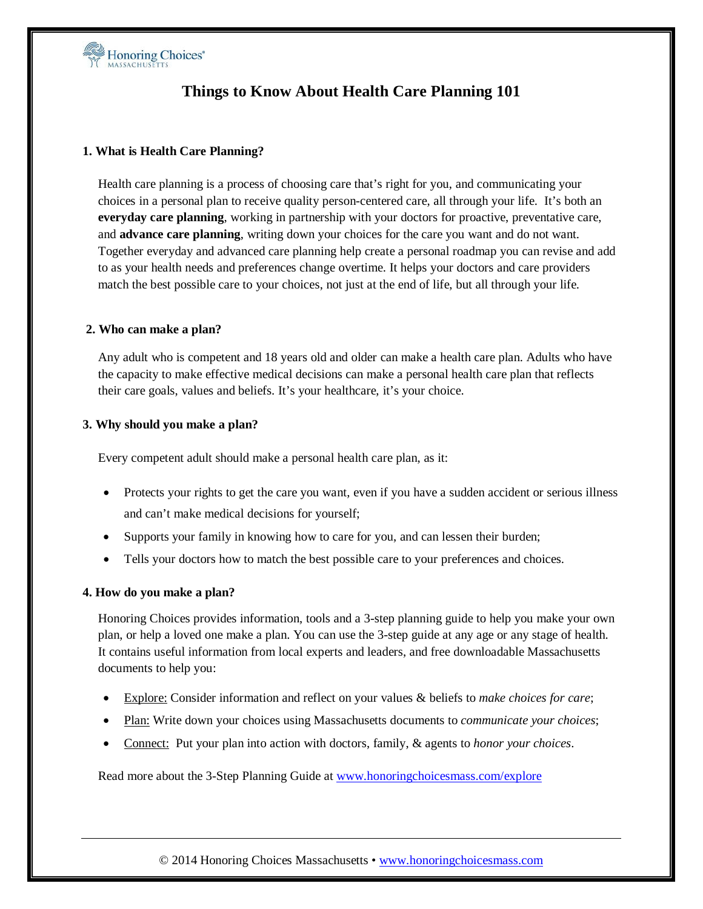Honoring Choices MASSACHUSETTS

# Things to Know About Health Care Planning 101

## 1. What is Health Care Planning?

Health care planning is a process of choosing care that's right for you, and communicating your choices in a personal plan to receive quality person-centered care, all through your life. It's both an **everyday care planning**, working in partnership with your doctors for proactive, preventative care, and **advance care planning**, writing down your choices for the care you want and do not want. Together everyday and advanced care planning help create a personal roadmap you can revise and add to as your health needs and preferences change overtime. It helps your doctors and care providers match the best possible care to your choices, not just at the end of life, but all through your life.

## 2. Who can make a plan?

Any adult who is competent and 18 years old and older can make a health care plan. Adults who have the capacity to make effective medical decisions can make a personal health care plan that reflects their care goals, values and beliefs. It's your healthcare, it's your choice.

## 3. Why should you make a plan?

Every competent adult should make a personal health care plan, as it:

- Protects your rights to get the care you want, even if you have a sudden accident or serious illness and can't make medical decisions for yourself;
- Supports your family in knowing how to care for you, and can lessen their burden;
- Tells your doctors how to match the best possible care to your preferences and choices.

## 4. How do you make a plan?

Honoring Choices provides information, tools and a 3-step planning guide to help you make your own plan, or help a loved one make a plan. You can use the 3-step guide at any age or any stage of health. It contains useful information from local experts and leaders, and free downloadable Massachusetts documents to help you:

- Explore: Consider information and reflect on your values & beliefs to *make choices for care*;
- Plan: Write down your choices using Massachusetts documents to *communicate your choices*;
- Connect: Put your plan into action with doctors, family, & agents to *honor your choices*.

Read more about the 3-Step Planning Guide at [www.honoringchoicesmass.com/explore](www.honoringchoicesmass.com/explore)

© 2014 Honoring Choices Massachusetts • [www.honoringchoicesmass.com](www.honoringchoicesmass.com)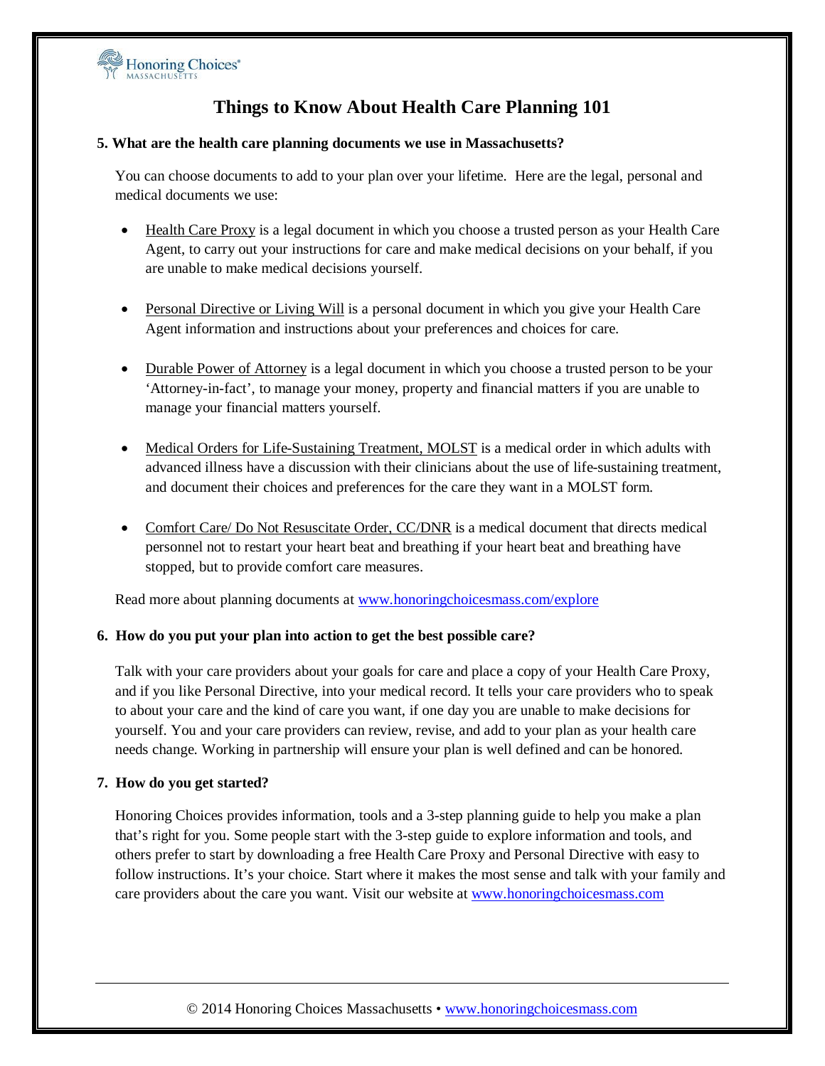# Things to Know About Health Care Planning 101

**5. What are the health care planning documents we use in Massachusetts?**

You can choose documents to add to your plan over your lifetime. Here are the legal, personal and medical documents we use:

- Health Care Proxy is a legal document in which you choose a trusted person as your Health Care Agent, to carry out your instructions for care and make medical decisions on your behalf, if you are unable to make medical decisions yourself.

- Personal Directive or Living Will is a personal document in which you give your Health Care Agent information and instructions about your preferences and choices for care.

- Durable Power of Attorney is a legal document in which you choose a trusted person to be your 'Attorney-in-fact', to manage your money, property and financial matters if you are unable to manage your financial matters yourself.

- Medical Orders for Life-Sustaining Treatment, MOLST is a medical order in which adults with advanced illness have a discussion with their clinicians about the use of life-sustaining treatment, and document their choices and preferences for the care they want in a MOLST form.

- Comfort Care/ Do Not Resuscitate Order, CC/DNR is a medical document that directs medical personnel not to restart your heart beat and breathing if your heart beat and breathing have stopped, but to provide comfort care measures.

Read more about planning documents at www.honoringchoicesmass.com/explore

**6. How do you put your plan into action to get the best possible care?**

Talk with your care providers about your goals for care and place a copy of your Health Care Proxy, and if you like Personal Directive, into your medical record. It tells your care providers who to speak to about your care and the kind of care you want, if one day you are unable to make decisions for yourself. You and your care providers can review, revise, and add to your plan as your health care needs change. Working in partnership will ensure your plan is well defined and can be honored.

**7. How do you get started?**

Honoring Choices provides information, tools and a 3-step planning guide to help you make a plan that's right for you. Some people start with the 3-step guide to explore information and tools, and others prefer to start by downloading a free Health Care Proxy and Personal Directive with easy to follow instructions. It's your choice. Start where it makes the most sense and talk with your family and care providers about the care you want. Visit our website at www.honoringchoicesmass.com

© 2014 Honoring Choices Massachusetts • www.honoringchoicesmass.com